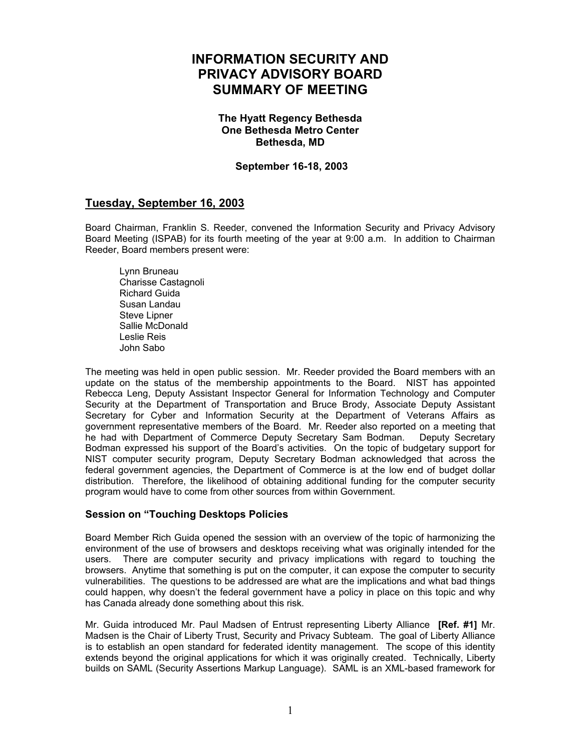# INFORMATION SECURITY AND PRIVACY ADVISORY BOARD SUMMARY OF MEETING

**The Hyatt Regency Bethesda**
**One Bethesda Metro Center**
**Bethesda, MD**

**September 16-18, 2003**

## Tuesday, September 16, 2003

Board Chairman, Franklin S. Reeder, convened the Information Security and Privacy Advisory Board Meeting (ISPAB) for its fourth meeting of the year at 9:00 a.m. In addition to Chairman Reeder, Board members present were:

- Lynn Bruneau
- Charisse Castagnoli
- Richard Guida
- Susan Landau
- Steve Lipner
- Sallie McDonald
- Leslie Reis
- John Sabo

The meeting was held in open public session. Mr. Reeder provided the Board members with an update on the status of the membership appointments to the Board. NIST has appointed Rebecca Leng, Deputy Assistant Inspector General for Information Technology and Computer Security at the Department of Transportation and Bruce Brody, Associate Deputy Assistant Secretary for Cyber and Information Security at the Department of Veterans Affairs as government representative members of the Board. Mr. Reeder also reported on a meeting that he had with Department of Commerce Deputy Secretary Sam Bodman. Deputy Secretary Bodman expressed his support of the Board's activities. On the topic of budgetary support for NIST computer security program, Deputy Secretary Bodman acknowledged that across the federal government agencies, the Department of Commerce is at the low end of budget dollar distribution. Therefore, the likelihood of obtaining additional funding for the computer security program would have to come from other sources from within Government.

### Session on "Touching Desktops Policies

Board Member Rich Guida opened the session with an overview of the topic of harmonizing the environment of the use of browsers and desktops receiving what was originally intended for the users. There are computer security and privacy implications with regard to touching the browsers. Anytime that something is put on the computer, it can expose the computer to security vulnerabilities. The questions to be addressed are what are the implications and what bad things could happen, why doesn't the federal government have a policy in place on this topic and why has Canada already done something about this risk.

Mr. Guida introduced Mr. Paul Madsen of Entrust representing Liberty Alliance **[Ref. #1]** Mr. Madsen is the Chair of Liberty Trust, Security and Privacy Subteam. The goal of Liberty Alliance is to establish an open standard for federated identity management. The scope of this identity extends beyond the original applications for which it was originally created. Technically, Liberty builds on SAML (Security Assertions Markup Language). SAML is an XML-based framework for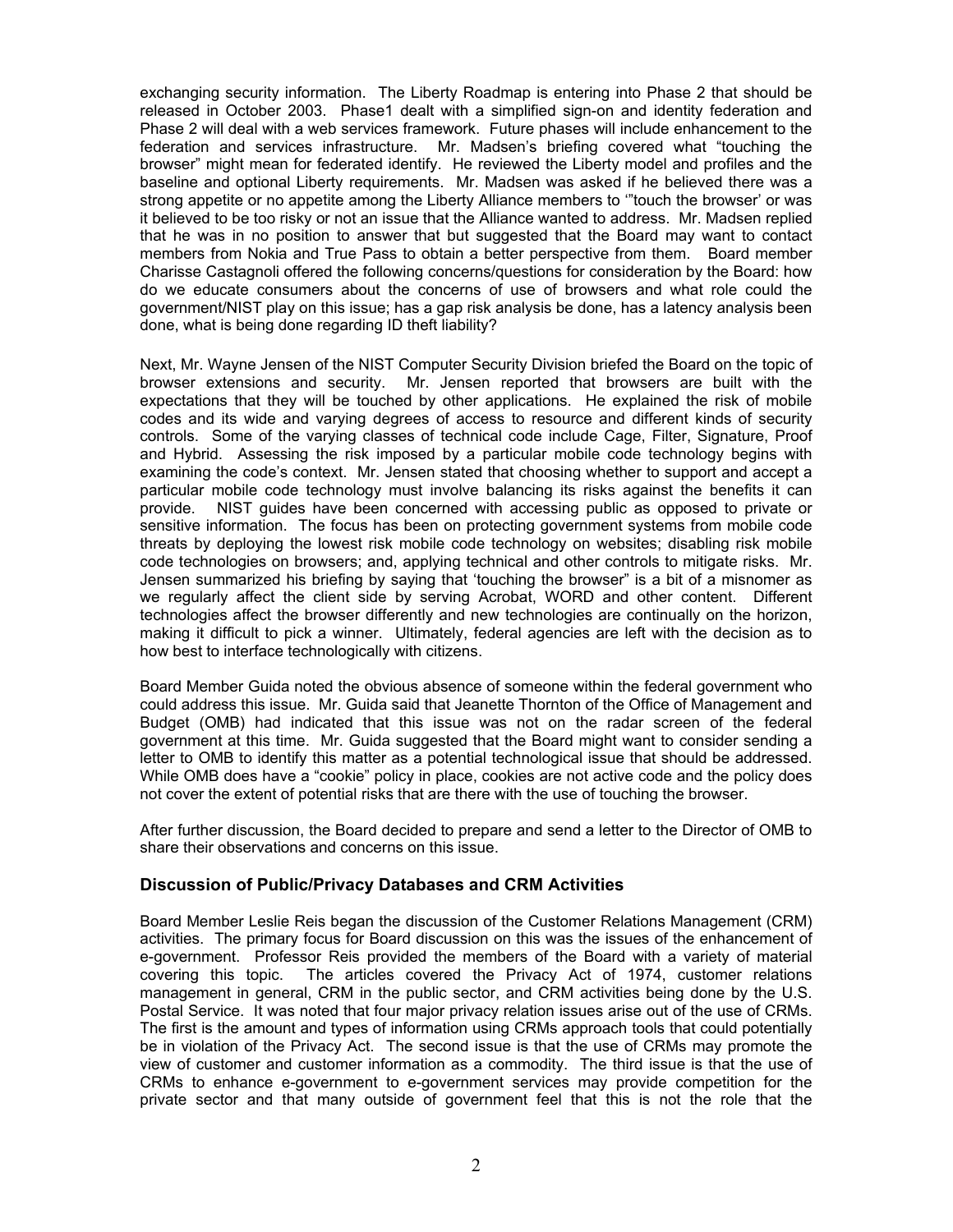exchanging security information. The Liberty Roadmap is entering into Phase 2 that should be released in October 2003. Phase1 dealt with a simplified sign-on and identity federation and Phase 2 will deal with a web services framework. Future phases will include enhancement to the federation and services infrastructure. Mr. Madsen's briefing covered what "touching the browser" might mean for federated identify. He reviewed the Liberty model and profiles and the baseline and optional Liberty requirements. Mr. Madsen was asked if he believed there was a strong appetite or no appetite among the Liberty Alliance members to '"touch the browser' or was it believed to be too risky or not an issue that the Alliance wanted to address. Mr. Madsen replied that he was in no position to answer that but suggested that the Board may want to contact members from Nokia and True Pass to obtain a better perspective from them. Board member Charisse Castagnoli offered the following concerns/questions for consideration by the Board: how do we educate consumers about the concerns of use of browsers and what role could the government/NIST play on this issue; has a gap risk analysis be done, has a latency analysis been done, what is being done regarding ID theft liability?

Next, Mr. Wayne Jensen of the NIST Computer Security Division briefed the Board on the topic of browser extensions and security. Mr. Jensen reported that browsers are built with the expectations that they will be touched by other applications. He explained the risk of mobile codes and its wide and varying degrees of access to resource and different kinds of security controls. Some of the varying classes of technical code include Cage, Filter, Signature, Proof and Hybrid. Assessing the risk imposed by a particular mobile code technology begins with examining the code's context. Mr. Jensen stated that choosing whether to support and accept a particular mobile code technology must involve balancing its risks against the benefits it can provide. NIST guides have been concerned with accessing public as opposed to private or sensitive information. The focus has been on protecting government systems from mobile code threats by deploying the lowest risk mobile code technology on websites; disabling risk mobile code technologies on browsers; and, applying technical and other controls to mitigate risks. Mr. Jensen summarized his briefing by saying that 'touching the browser" is a bit of a misnomer as we regularly affect the client side by serving Acrobat, WORD and other content. Different technologies affect the browser differently and new technologies are continually on the horizon, making it difficult to pick a winner. Ultimately, federal agencies are left with the decision as to how best to interface technologically with citizens.

Board Member Guida noted the obvious absence of someone within the federal government who could address this issue. Mr. Guida said that Jeanette Thornton of the Office of Management and Budget (OMB) had indicated that this issue was not on the radar screen of the federal government at this time. Mr. Guida suggested that the Board might want to consider sending a letter to OMB to identify this matter as a potential technological issue that should be addressed. While OMB does have a "cookie" policy in place, cookies are not active code and the policy does not cover the extent of potential risks that are there with the use of touching the browser.

After further discussion, the Board decided to prepare and send a letter to the Director of OMB to share their observations and concerns on this issue.

### Discussion of Public/Privacy Databases and CRM Activities

Board Member Leslie Reis began the discussion of the Customer Relations Management (CRM) activities. The primary focus for Board discussion on this was the issues of the enhancement of e-government. Professor Reis provided the members of the Board with a variety of material covering this topic. The articles covered the Privacy Act of 1974, customer relations management in general, CRM in the public sector, and CRM activities being done by the U.S. Postal Service. It was noted that four major privacy relation issues arise out of the use of CRMs. The first is the amount and types of information using CRMs approach tools that could potentially be in violation of the Privacy Act. The second issue is that the use of CRMs may promote the view of customer and customer information as a commodity. The third issue is that the use of CRMs to enhance e-government to e-government services may provide competition for the private sector and that many outside of government feel that this is not the role that the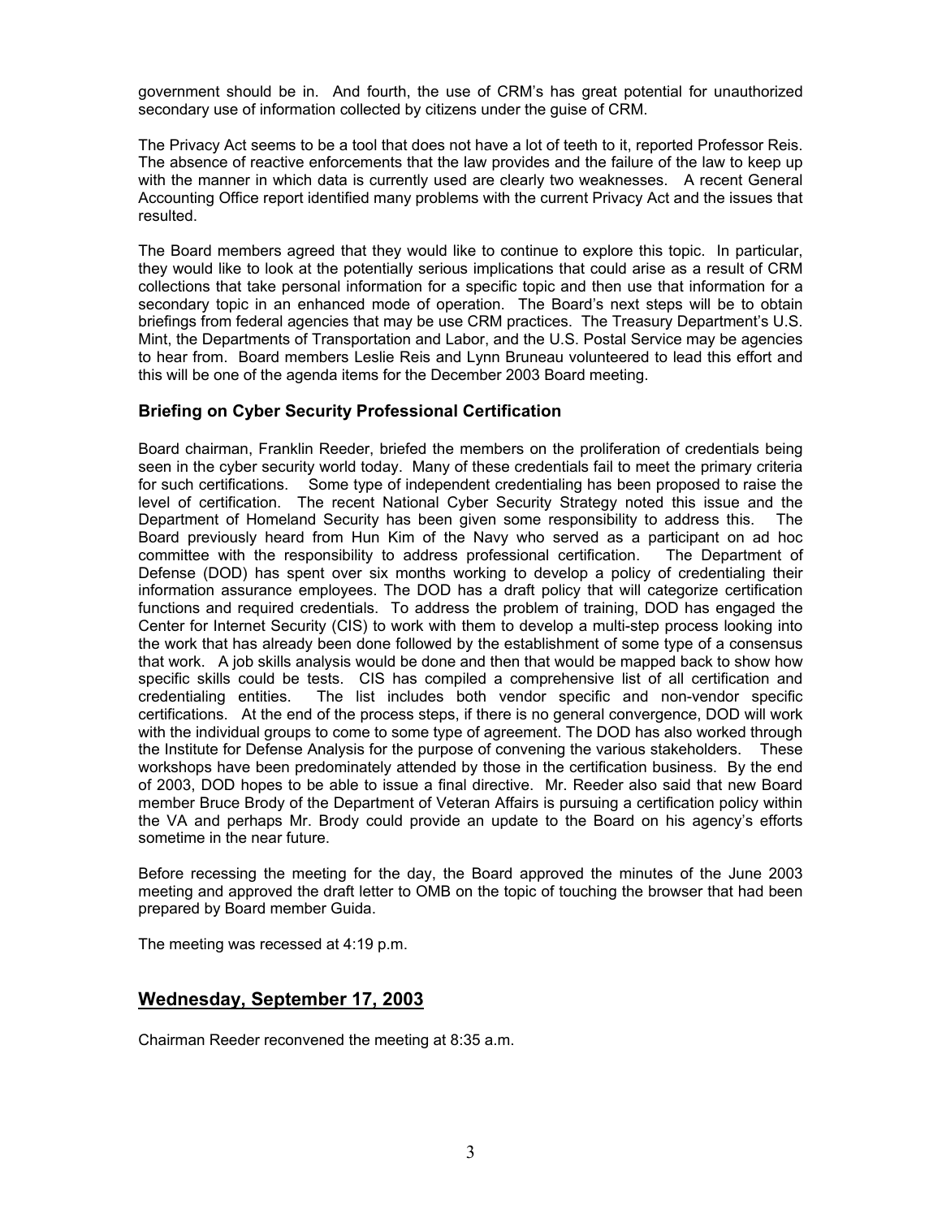government should be in. And fourth, the use of CRM's has great potential for unauthorized secondary use of information collected by citizens under the guise of CRM.

The Privacy Act seems to be a tool that does not have a lot of teeth to it, reported Professor Reis. The absence of reactive enforcements that the law provides and the failure of the law to keep up with the manner in which data is currently used are clearly two weaknesses. A recent General Accounting Office report identified many problems with the current Privacy Act and the issues that resulted.

The Board members agreed that they would like to continue to explore this topic. In particular, they would like to look at the potentially serious implications that could arise as a result of CRM collections that take personal information for a specific topic and then use that information for a secondary topic in an enhanced mode of operation. The Board's next steps will be to obtain briefings from federal agencies that may be use CRM practices. The Treasury Department's U.S. Mint, the Departments of Transportation and Labor, and the U.S. Postal Service may be agencies to hear from. Board members Leslie Reis and Lynn Bruneau volunteered to lead this effort and this will be one of the agenda items for the December 2003 Board meeting.

### Briefing on Cyber Security Professional Certification

Board chairman, Franklin Reeder, briefed the members on the proliferation of credentials being seen in the cyber security world today. Many of these credentials fail to meet the primary criteria for such certifications. Some type of independent credentialing has been proposed to raise the level of certification. The recent National Cyber Security Strategy noted this issue and the Department of Homeland Security has been given some responsibility to address this. The Board previously heard from Hun Kim of the Navy who served as a participant on ad hoc committee with the responsibility to address professional certification. The Department of Defense (DOD) has spent over six months working to develop a policy of credentialing their information assurance employees. The DOD has a draft policy that will categorize certification functions and required credentials. To address the problem of training, DOD has engaged the Center for Internet Security (CIS) to work with them to develop a multi-step process looking into the work that has already been done followed by the establishment of some type of a consensus that work. A job skills analysis would be done and then that would be mapped back to show how specific skills could be tests. CIS has compiled a comprehensive list of all certification and credentialing entities. The list includes both vendor specific and non-vendor specific certifications. At the end of the process steps, if there is no general convergence, DOD will work with the individual groups to come to some type of agreement. The DOD has also worked through the Institute for Defense Analysis for the purpose of convening the various stakeholders. These workshops have been predominately attended by those in the certification business. By the end of 2003, DOD hopes to be able to issue a final directive. Mr. Reeder also said that new Board member Bruce Brody of the Department of Veteran Affairs is pursuing a certification policy within the VA and perhaps Mr. Brody could provide an update to the Board on his agency's efforts sometime in the near future.

Before recessing the meeting for the day, the Board approved the minutes of the June 2003 meeting and approved the draft letter to OMB on the topic of touching the browser that had been prepared by Board member Guida.

The meeting was recessed at 4:19 p.m.

## Wednesday, September 17, 2003

Chairman Reeder reconvened the meeting at 8:35 a.m.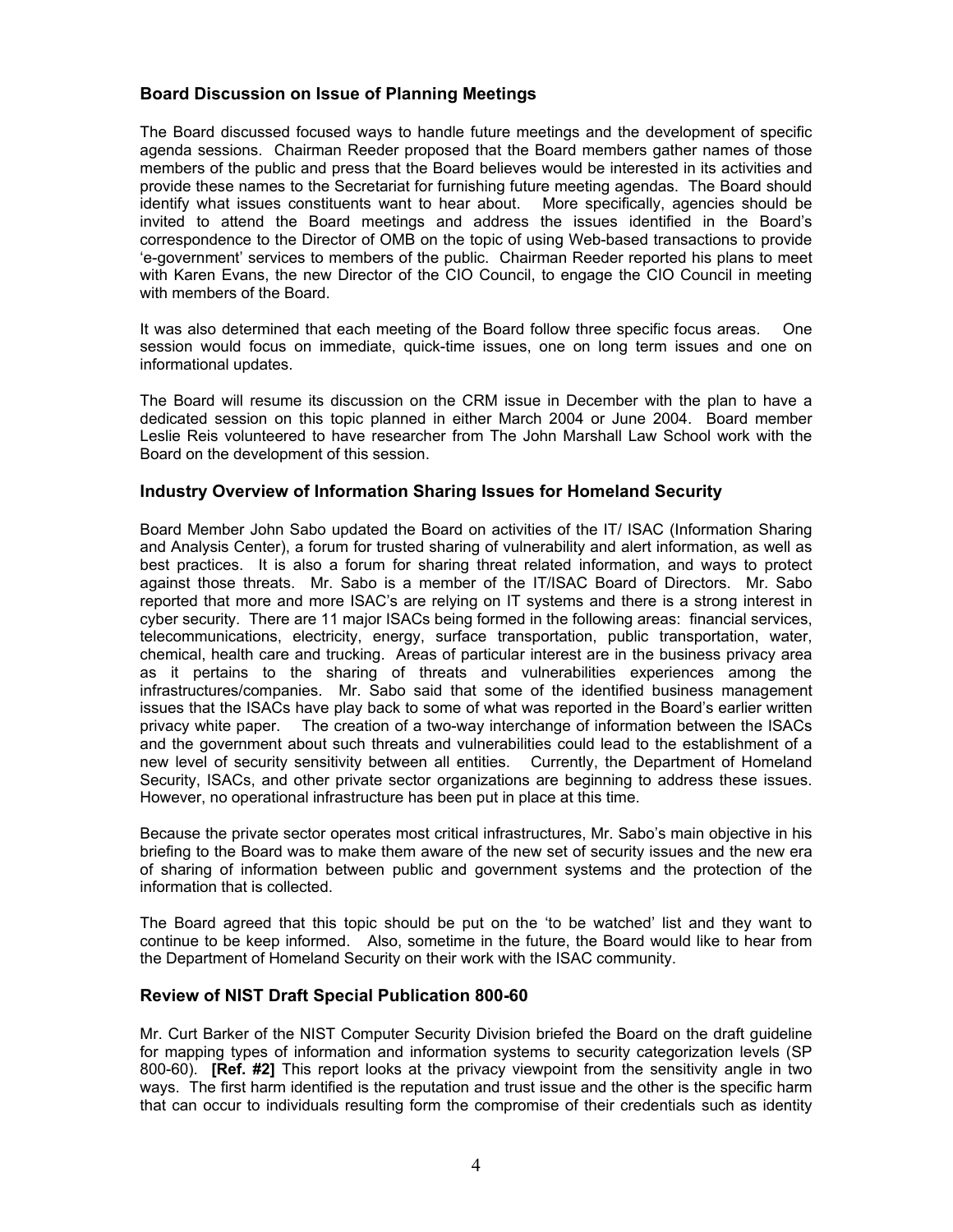### Board Discussion on Issue of Planning Meetings

The Board discussed focused ways to handle future meetings and the development of specific agenda sessions. Chairman Reeder proposed that the Board members gather names of those members of the public and press that the Board believes would be interested in its activities and provide these names to the Secretariat for furnishing future meeting agendas. The Board should identify what issues constituents want to hear about. More specifically, agencies should be invited to attend the Board meetings and address the issues identified in the Board's correspondence to the Director of OMB on the topic of using Web-based transactions to provide 'e-government' services to members of the public. Chairman Reeder reported his plans to meet with Karen Evans, the new Director of the CIO Council, to engage the CIO Council in meeting with members of the Board.

It was also determined that each meeting of the Board follow three specific focus areas. One session would focus on immediate, quick-time issues, one on long term issues and one on informational updates.

The Board will resume its discussion on the CRM issue in December with the plan to have a dedicated session on this topic planned in either March 2004 or June 2004. Board member Leslie Reis volunteered to have researcher from The John Marshall Law School work with the Board on the development of this session.

### Industry Overview of Information Sharing Issues for Homeland Security

Board Member John Sabo updated the Board on activities of the IT/ ISAC (Information Sharing and Analysis Center), a forum for trusted sharing of vulnerability and alert information, as well as best practices. It is also a forum for sharing threat related information, and ways to protect against those threats. Mr. Sabo is a member of the IT/ISAC Board of Directors. Mr. Sabo reported that more and more ISAC's are relying on IT systems and there is a strong interest in cyber security. There are 11 major ISACs being formed in the following areas: financial services, telecommunications, electricity, energy, surface transportation, public transportation, water, chemical, health care and trucking. Areas of particular interest are in the business privacy area as it pertains to the sharing of threats and vulnerabilities experiences among the infrastructures/companies. Mr. Sabo said that some of the identified business management issues that the ISACs have play back to some of what was reported in the Board's earlier written privacy white paper. The creation of a two-way interchange of information between the ISACs and the government about such threats and vulnerabilities could lead to the establishment of a new level of security sensitivity between all entities. Currently, the Department of Homeland Security, ISACs, and other private sector organizations are beginning to address these issues. However, no operational infrastructure has been put in place at this time.

Because the private sector operates most critical infrastructures, Mr. Sabo's main objective in his briefing to the Board was to make them aware of the new set of security issues and the new era of sharing of information between public and government systems and the protection of the information that is collected.

The Board agreed that this topic should be put on the 'to be watched' list and they want to continue to be keep informed. Also, sometime in the future, the Board would like to hear from the Department of Homeland Security on their work with the ISAC community.

### Review of NIST Draft Special Publication 800-60

Mr. Curt Barker of the NIST Computer Security Division briefed the Board on the draft guideline for mapping types of information and information systems to security categorization levels (SP 800-60). **[Ref. #2]** This report looks at the privacy viewpoint from the sensitivity angle in two ways. The first harm identified is the reputation and trust issue and the other is the specific harm that can occur to individuals resulting form the compromise of their credentials such as identity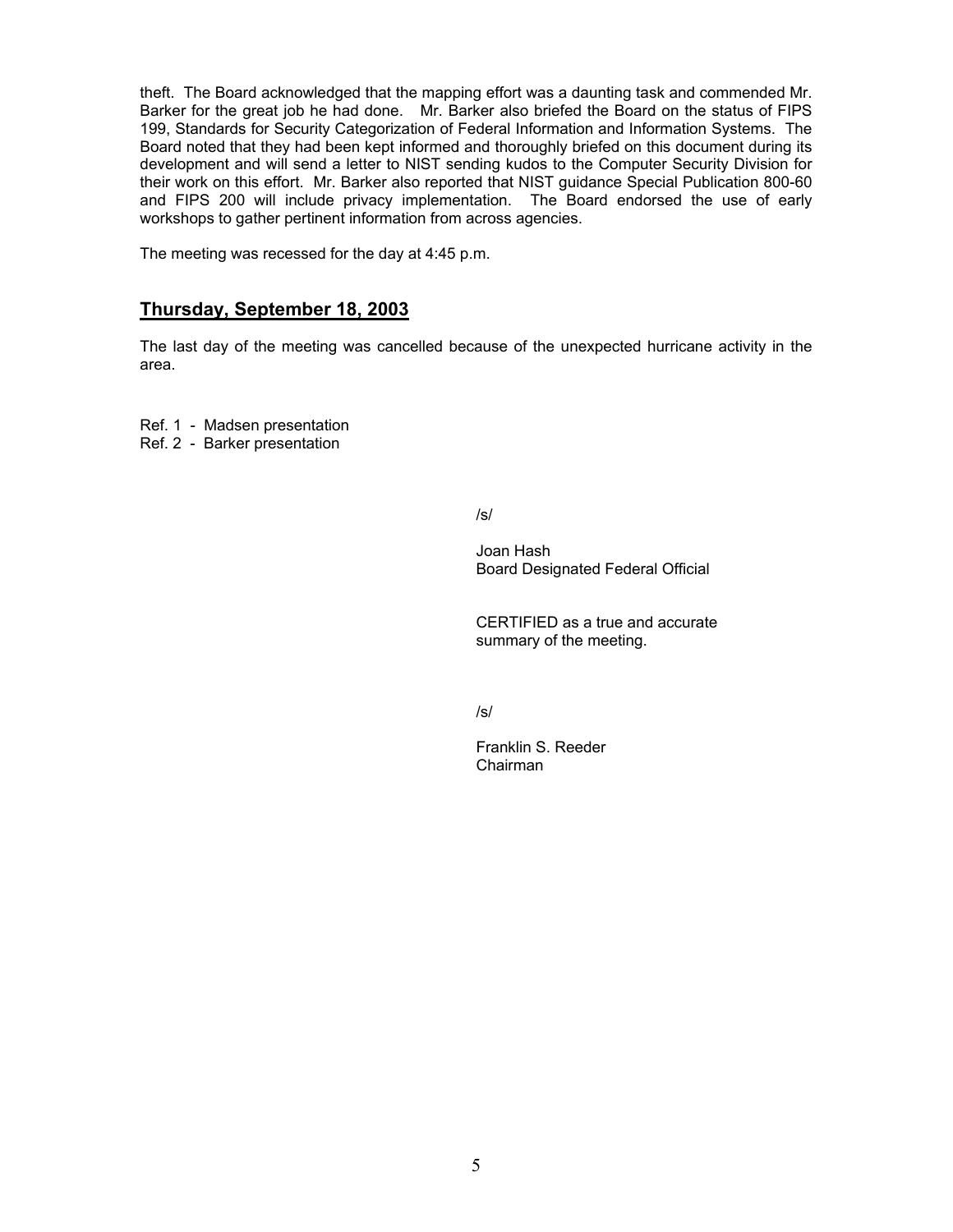theft. The Board acknowledged that the mapping effort was a daunting task and commended Mr. Barker for the great job he had done. Mr. Barker also briefed the Board on the status of FIPS 199, Standards for Security Categorization of Federal Information and Information Systems. The Board noted that they had been kept informed and thoroughly briefed on this document during its development and will send a letter to NIST sending kudos to the Computer Security Division for their work on this effort. Mr. Barker also reported that NIST guidance Special Publication 800-60 and FIPS 200 will include privacy implementation. The Board endorsed the use of early workshops to gather pertinent information from across agencies.

The meeting was recessed for the day at 4:45 p.m.

## Thursday, September 18, 2003

The last day of the meeting was cancelled because of the unexpected hurricane activity in the area.

Ref. 1 - Madsen presentation
Ref. 2 - Barker presentation

/s/

Joan Hash
Board Designated Federal Official

CERTIFIED as a true and accurate summary of the meeting.

/s/

Franklin S. Reeder
Chairman